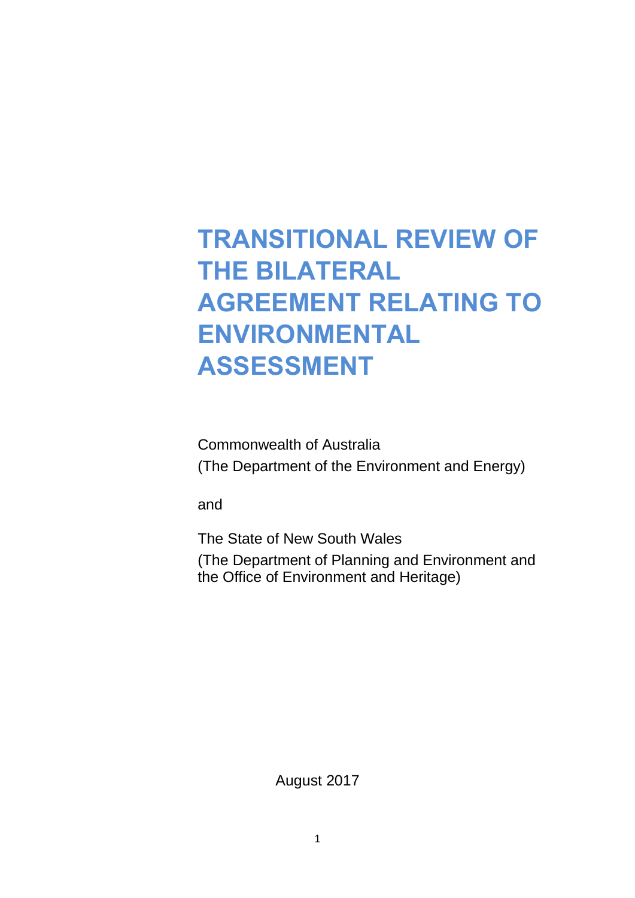# TRANSITIONAL REVIEW OF THE BILATERAL AGREEMENT RELATING TO ENVIRONMENTAL ASSESSMENT

Commonwealth of Australia
(The Department of the Environment and Energy)

and

The State of New South Wales
(The Department of Planning and Environment and the Office of Environment and Heritage)

August 2017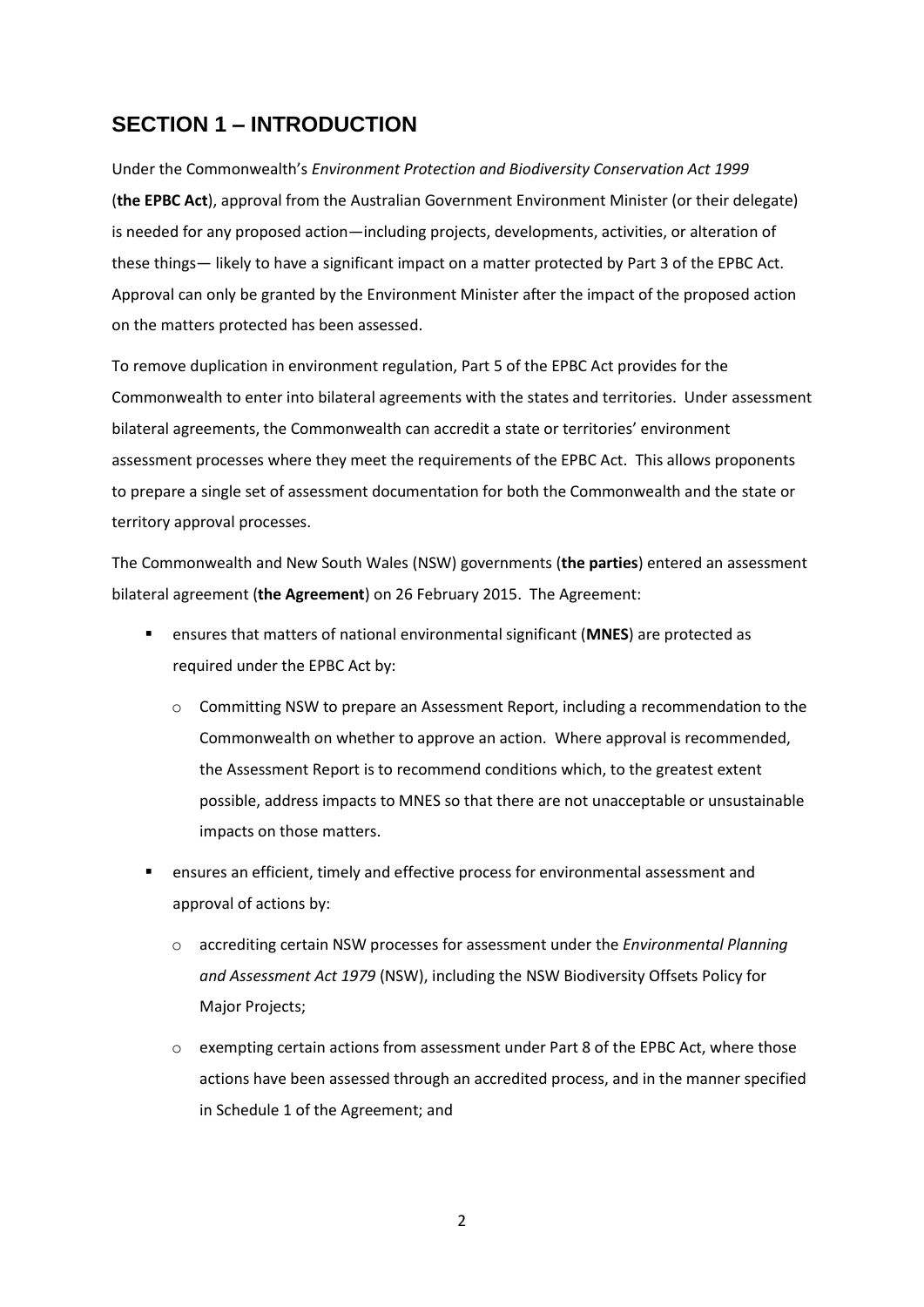## SECTION 1 – INTRODUCTION

Under the Commonwealth's *Environment Protection and Biodiversity Conservation Act 1999* (**the EPBC Act**), approval from the Australian Government Environment Minister (or their delegate) is needed for any proposed action—including projects, developments, activities, or alteration of these things— likely to have a significant impact on a matter protected by Part 3 of the EPBC Act. Approval can only be granted by the Environment Minister after the impact of the proposed action on the matters protected has been assessed.

To remove duplication in environment regulation, Part 5 of the EPBC Act provides for the Commonwealth to enter into bilateral agreements with the states and territories. Under assessment bilateral agreements, the Commonwealth can accredit a state or territories' environment assessment processes where they meet the requirements of the EPBC Act. This allows proponents to prepare a single set of assessment documentation for both the Commonwealth and the state or territory approval processes.

The Commonwealth and New South Wales (NSW) governments (**the parties**) entered an assessment bilateral agreement (**the Agreement**) on 26 February 2015. The Agreement:

- ensures that matters of national environmental significant (**MNES**) are protected as required under the EPBC Act by:
  - Committing NSW to prepare an Assessment Report, including a recommendation to the Commonwealth on whether to approve an action. Where approval is recommended, the Assessment Report is to recommend conditions which, to the greatest extent possible, address impacts to MNES so that there are not unacceptable or unsustainable impacts on those matters.
- ensures an efficient, timely and effective process for environmental assessment and approval of actions by:
  - accrediting certain NSW processes for assessment under the *Environmental Planning and Assessment Act 1979* (NSW), including the NSW Biodiversity Offsets Policy for Major Projects;
  - exempting certain actions from assessment under Part 8 of the EPBC Act, where those actions have been assessed through an accredited process, and in the manner specified in Schedule 1 of the Agreement; and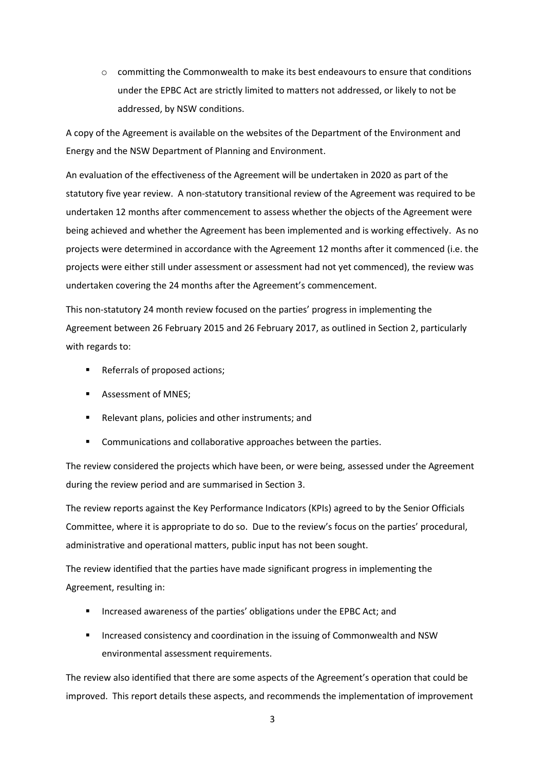- committing the Commonwealth to make its best endeavours to ensure that conditions under the EPBC Act are strictly limited to matters not addressed, or likely to not be addressed, by NSW conditions.

A copy of the Agreement is available on the websites of the Department of the Environment and Energy and the NSW Department of Planning and Environment.

An evaluation of the effectiveness of the Agreement will be undertaken in 2020 as part of the statutory five year review. A non-statutory transitional review of the Agreement was required to be undertaken 12 months after commencement to assess whether the objects of the Agreement were being achieved and whether the Agreement has been implemented and is working effectively. As no projects were determined in accordance with the Agreement 12 months after it commenced (i.e. the projects were either still under assessment or assessment had not yet commenced), the review was undertaken covering the 24 months after the Agreement's commencement.

This non-statutory 24 month review focused on the parties' progress in implementing the Agreement between 26 February 2015 and 26 February 2017, as outlined in Section 2, particularly with regards to:

- Referrals of proposed actions;
- Assessment of MNES;
- Relevant plans, policies and other instruments; and
- Communications and collaborative approaches between the parties.

The review considered the projects which have been, or were being, assessed under the Agreement during the review period and are summarised in Section 3.

The review reports against the Key Performance Indicators (KPIs) agreed to by the Senior Officials Committee, where it is appropriate to do so. Due to the review's focus on the parties' procedural, administrative and operational matters, public input has not been sought.

The review identified that the parties have made significant progress in implementing the Agreement, resulting in:

- Increased awareness of the parties' obligations under the EPBC Act; and
- Increased consistency and coordination in the issuing of Commonwealth and NSW environmental assessment requirements.

The review also identified that there are some aspects of the Agreement's operation that could be improved. This report details these aspects, and recommends the implementation of improvement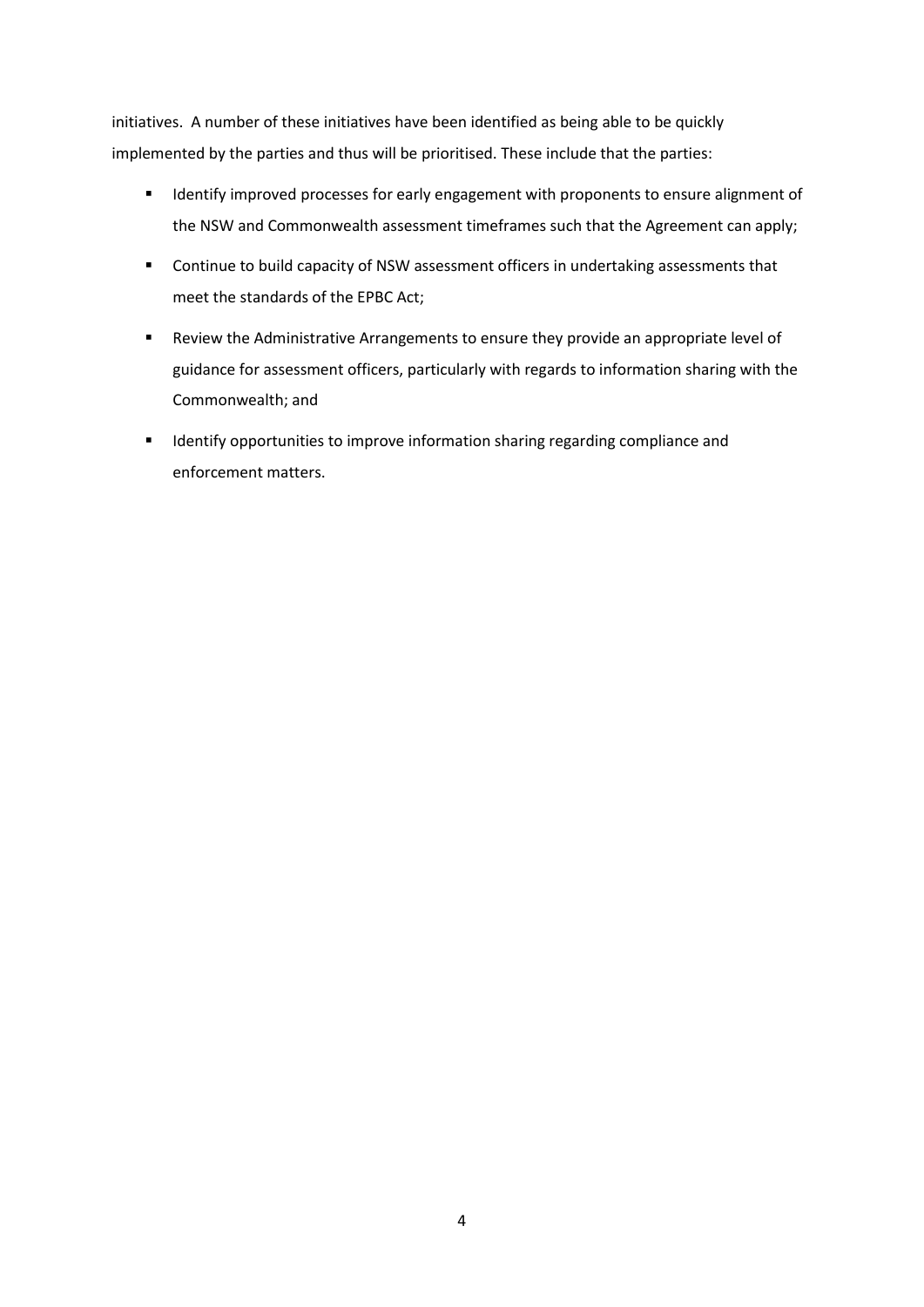initiatives. A number of these initiatives have been identified as being able to be quickly implemented by the parties and thus will be prioritised. These include that the parties:

- Identify improved processes for early engagement with proponents to ensure alignment of the NSW and Commonwealth assessment timeframes such that the Agreement can apply;
- Continue to build capacity of NSW assessment officers in undertaking assessments that meet the standards of the EPBC Act;
- Review the Administrative Arrangements to ensure they provide an appropriate level of guidance for assessment officers, particularly with regards to information sharing with the Commonwealth; and
- Identify opportunities to improve information sharing regarding compliance and enforcement matters.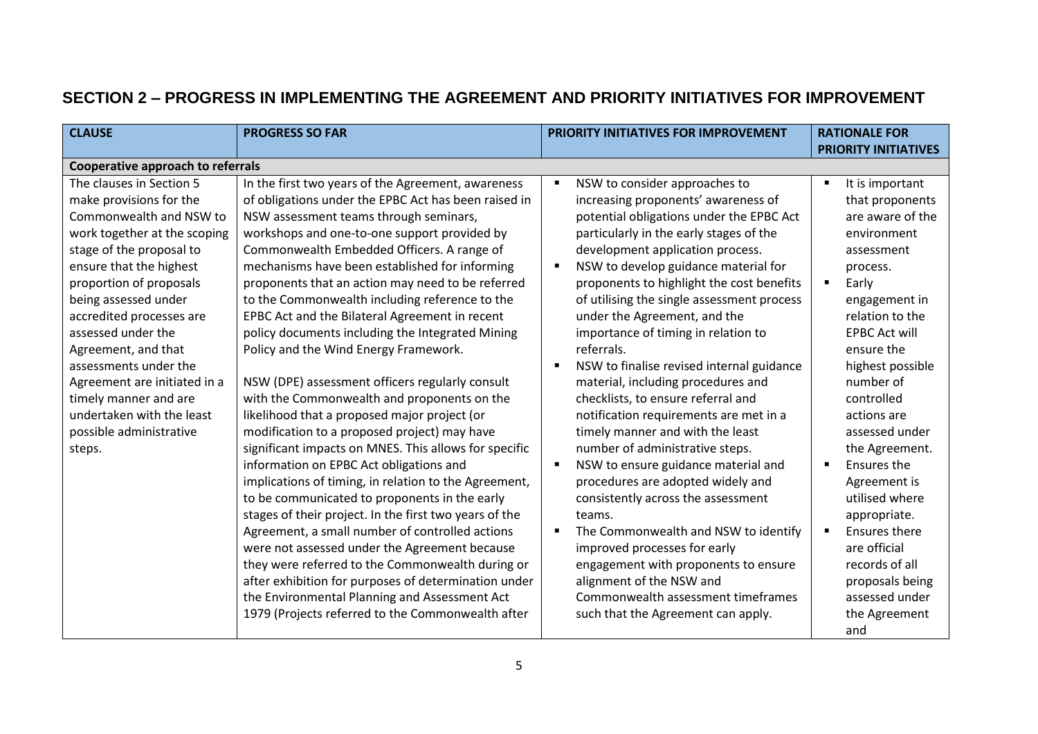## SECTION 2 – PROGRESS IN IMPLEMENTING THE AGREEMENT AND PRIORITY INITIATIVES FOR IMPROVEMENT

| CLAUSE | PROGRESS SO FAR | PRIORITY INITIATIVES FOR IMPROVEMENT | RATIONALE FOR PRIORITY INITIATIVES |
|---|---|---|---|
| **Cooperative approach to referrals** | | | |
| The clauses in Section 5 make provisions for the Commonwealth and NSW to work together at the scoping stage of the proposal to ensure that the highest proportion of proposals being assessed under accredited processes are assessed under the Agreement, and that assessments under the Agreement are initiated in a timely manner and are undertaken with the least possible administrative steps. | In the first two years of the Agreement, awareness of obligations under the EPBC Act has been raised in NSW assessment teams through seminars, workshops and one-to-one support provided by Commonwealth Embedded Officers. A range of mechanisms have been established for informing proponents that an action may need to be referred to the Commonwealth including reference to the EPBC Act and the Bilateral Agreement in recent policy documents including the Integrated Mining Policy and the Wind Energy Framework.<br><br>NSW (DPE) assessment officers regularly consult with the Commonwealth and proponents on the likelihood that a proposed major project (or modification to a proposed project) may have significant impacts on MNES. This allows for specific information on EPBC Act obligations and implications of timing, in relation to the Agreement, to be communicated to proponents in the early stages of their project. In the first two years of the Agreement, a small number of controlled actions were not assessed under the Agreement because they were referred to the Commonwealth during or after exhibition for purposes of determination under the Environmental Planning and Assessment Act 1979 (Projects referred to the Commonwealth after | ▪ NSW to consider approaches to increasing proponents' awareness of potential obligations under the EPBC Act particularly in the early stages of the development application process.<br>▪ NSW to develop guidance material for proponents to highlight the cost benefits of utilising the single assessment process under the Agreement, and the importance of timing in relation to referrals.<br>▪ NSW to finalise revised internal guidance material, including procedures and checklists, to ensure referral and notification requirements are met in a timely manner and with the least number of administrative steps.<br>▪ NSW to ensure guidance material and procedures are adopted widely and consistently across the assessment teams.<br>▪ The Commonwealth and NSW to identify improved processes for early engagement with proponents to ensure alignment of the NSW and Commonwealth assessment timeframes such that the Agreement can apply. | ▪ It is important that proponents are aware of the environment assessment process.<br>▪ Early engagement in relation to the EPBC Act will ensure the highest possible number of controlled actions are assessed under the Agreement.<br>▪ Ensures the Agreement is utilised where appropriate.<br>▪ Ensures there are official records of all proposals being assessed under the Agreement and |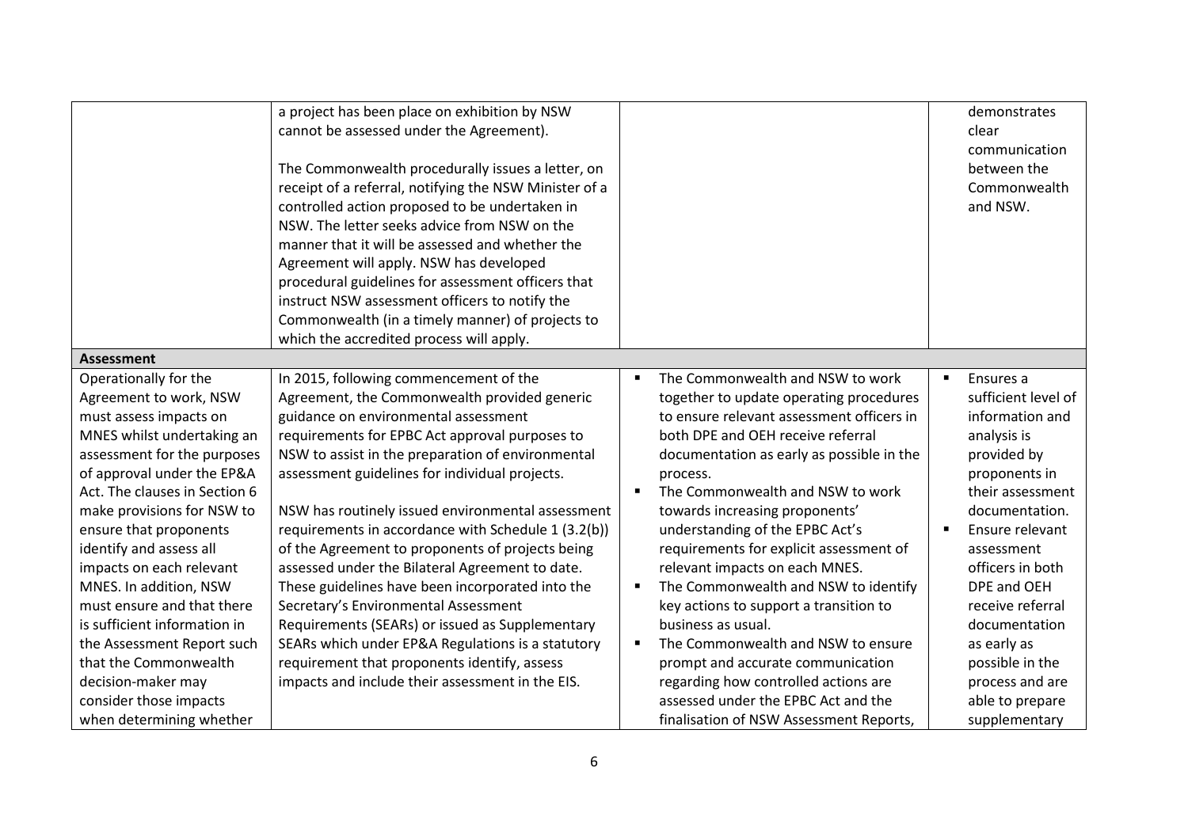| | | | |
|---|---|---|---|
| | a project has been place on exhibition by NSW cannot be assessed under the Agreement).<br><br>The Commonwealth procedurally issues a letter, on receipt of a referral, notifying the NSW Minister of a controlled action proposed to be undertaken in NSW. The letter seeks advice from NSW on the manner that it will be assessed and whether the Agreement will apply. NSW has developed procedural guidelines for assessment officers that instruct NSW assessment officers to notify the Commonwealth (in a timely manner) of projects to which the accredited process will apply. | | demonstrates clear communication between the Commonwealth and NSW. |
| **Assessment** | | | |
| Operationally for the Agreement to work, NSW must assess impacts on MNES whilst undertaking an assessment for the purposes of approval under the EP&A Act. The clauses in Section 6 make provisions for NSW to ensure that proponents identify and assess all impacts on each relevant MNES. In addition, NSW must ensure and that there is sufficient information in the Assessment Report such that the Commonwealth decision-maker may consider those impacts when determining whether | In 2015, following commencement of the Agreement, the Commonwealth provided generic guidance on environmental assessment requirements for EPBC Act approval purposes to NSW to assist in the preparation of environmental assessment guidelines for individual projects.<br><br>NSW has routinely issued environmental assessment requirements in accordance with Schedule 1 (3.2(b)) of the Agreement to proponents of projects being assessed under the Bilateral Agreement to date. These guidelines have been incorporated into the Secretary's Environmental Assessment Requirements (SEARs) or issued as Supplementary SEARs which under EP&A Regulations is a statutory requirement that proponents identify, assess impacts and include their assessment in the EIS. | ▪ The Commonwealth and NSW to work together to update operating procedures to ensure relevant assessment officers in both DPE and OEH receive referral documentation as early as possible in the process.<br>▪ The Commonwealth and NSW to work towards increasing proponents' understanding of the EPBC Act's requirements for explicit assessment of relevant impacts on each MNES.<br>▪ The Commonwealth and NSW to identify key actions to support a transition to business as usual.<br>▪ The Commonwealth and NSW to ensure prompt and accurate communication regarding how controlled actions are assessed under the EPBC Act and the finalisation of NSW Assessment Reports, | ▪ Ensures a sufficient level of information and analysis is provided by proponents in their assessment documentation.<br>▪ Ensure relevant assessment officers in both DPE and OEH receive referral documentation as early as possible in the process and are able to prepare supplementary |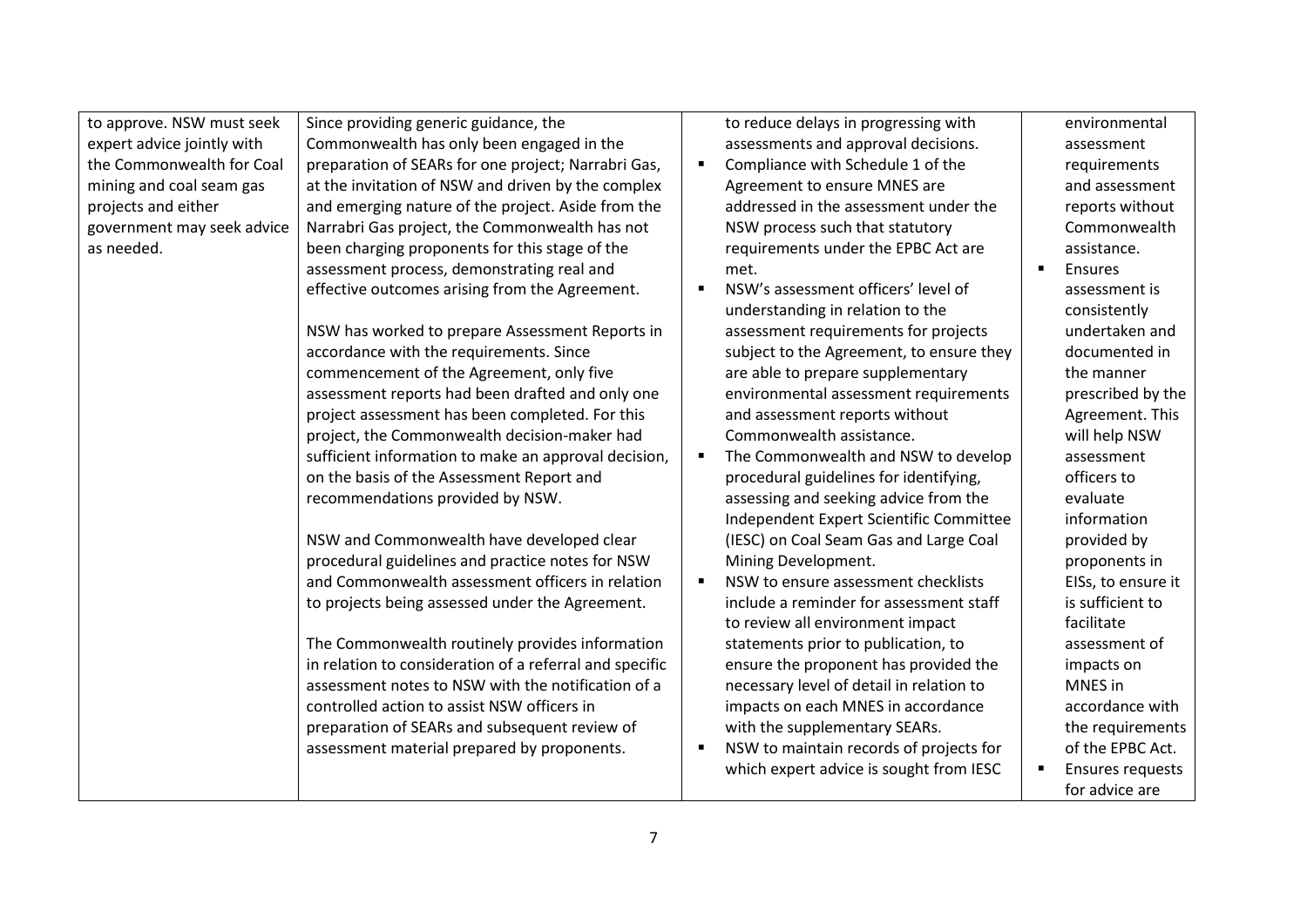| | | | |
|---|---|---|---|
| to approve. NSW must seek expert advice jointly with the Commonwealth for Coal mining and coal seam gas projects and either government may seek advice as needed. | Since providing generic guidance, the Commonwealth has only been engaged in the preparation of SEARs for one project; Narrabri Gas, at the invitation of NSW and driven by the complex and emerging nature of the project. Aside from the Narrabri Gas project, the Commonwealth has not been charging proponents for this stage of the assessment process, demonstrating real and effective outcomes arising from the Agreement.<br><br>NSW has worked to prepare Assessment Reports in accordance with the requirements. Since commencement of the Agreement, only five assessment reports had been drafted and only one project assessment has been completed. For this project, the Commonwealth decision-maker had sufficient information to make an approval decision, on the basis of the Assessment Report and recommendations provided by NSW.<br><br>NSW and Commonwealth have developed clear procedural guidelines and practice notes for NSW and Commonwealth assessment officers in relation to projects being assessed under the Agreement.<br><br>The Commonwealth routinely provides information in relation to consideration of a referral and specific assessment notes to NSW with the notification of a controlled action to assist NSW officers in preparation of SEARs and subsequent review of assessment material prepared by proponents. | to reduce delays in progressing with assessments and approval decisions.<br>▪ Compliance with Schedule 1 of the Agreement to ensure MNES are addressed in the assessment under the NSW process such that statutory requirements under the EPBC Act are met.<br>▪ NSW's assessment officers' level of understanding in relation to the assessment requirements for projects subject to the Agreement, to ensure they are able to prepare supplementary environmental assessment requirements and assessment reports without Commonwealth assistance.<br>▪ The Commonwealth and NSW to develop procedural guidelines for identifying, assessing and seeking advice from the Independent Expert Scientific Committee (IESC) on Coal Seam Gas and Large Coal Mining Development.<br>▪ NSW to ensure assessment checklists include a reminder for assessment staff to review all environment impact statements prior to publication, to ensure the proponent has provided the necessary level of detail in relation to impacts on each MNES in accordance with the supplementary SEARs.<br>▪ NSW to maintain records of projects for which expert advice is sought from IESC | environmental assessment requirements and assessment reports without Commonwealth assistance.<br>▪ Ensures assessment is consistently undertaken and documented in the manner prescribed by the Agreement. This will help NSW assessment officers to evaluate information provided by proponents in EISs, to ensure it is sufficient to facilitate assessment of impacts on MNES in accordance with the requirements of the EPBC Act.<br>▪ Ensures requests for advice are |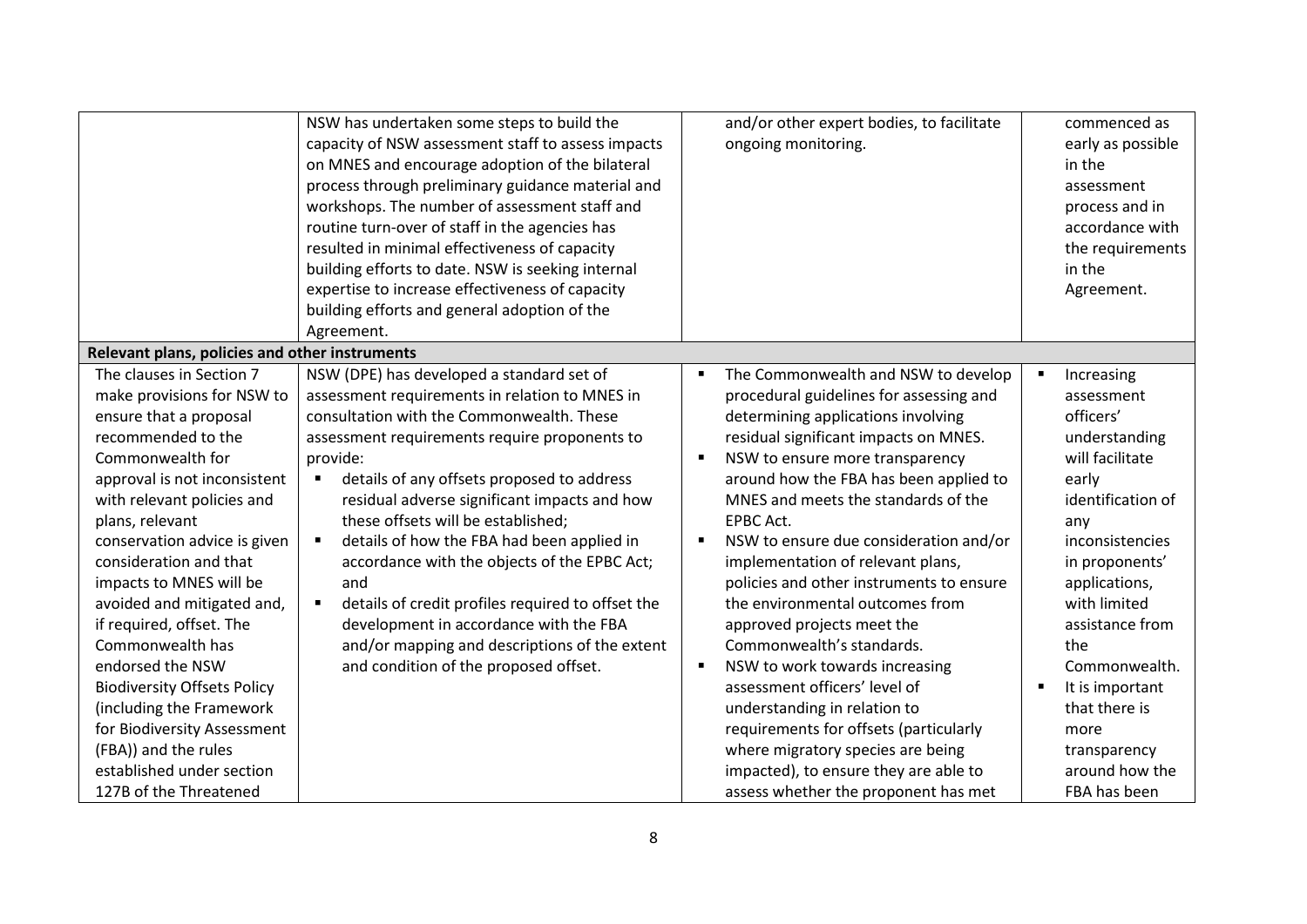| | | | |
|---|---|---|---|
| | NSW has undertaken some steps to build the capacity of NSW assessment staff to assess impacts on MNES and encourage adoption of the bilateral process through preliminary guidance material and workshops. The number of assessment staff and routine turn-over of staff in the agencies has resulted in minimal effectiveness of capacity building efforts to date. NSW is seeking internal expertise to increase effectiveness of capacity building efforts and general adoption of the Agreement. | and/or other expert bodies, to facilitate ongoing monitoring. | commenced as early as possible in the assessment process and in accordance with the requirements in the Agreement. |
| **Relevant plans, policies and other instruments** | | | |
| The clauses in Section 7 make provisions for NSW to ensure that a proposal recommended to the Commonwealth for approval is not inconsistent with relevant policies and plans, relevant conservation advice is given consideration and that impacts to MNES will be avoided and mitigated and, if required, offset. The Commonwealth has endorsed the NSW Biodiversity Offsets Policy (including the Framework for Biodiversity Assessment (FBA)) and the rules established under section 127B of the Threatened | NSW (DPE) has developed a standard set of assessment requirements in relation to MNES in consultation with the Commonwealth. These assessment requirements require proponents to provide:<br>▪ details of any offsets proposed to address residual adverse significant impacts and how these offsets will be established;<br>▪ details of how the FBA had been applied in accordance with the objects of the EPBC Act; and<br>▪ details of credit profiles required to offset the development in accordance with the FBA and/or mapping and descriptions of the extent and condition of the proposed offset. | ▪ The Commonwealth and NSW to develop procedural guidelines for assessing and determining applications involving residual significant impacts on MNES.<br>▪ NSW to ensure more transparency around how the FBA has been applied to MNES and meets the standards of the EPBC Act.<br>▪ NSW to ensure due consideration and/or implementation of relevant plans, policies and other instruments to ensure the environmental outcomes from approved projects meet the Commonwealth's standards.<br>▪ NSW to work towards increasing assessment officers' level of understanding in relation to requirements for offsets (particularly where migratory species are being impacted), to ensure they are able to assess whether the proponent has met | ▪ Increasing assessment officers' understanding will facilitate early identification of any inconsistencies in proponents' applications, with limited assistance from the Commonwealth.<br>▪ It is important that there is more transparency around how the FBA has been |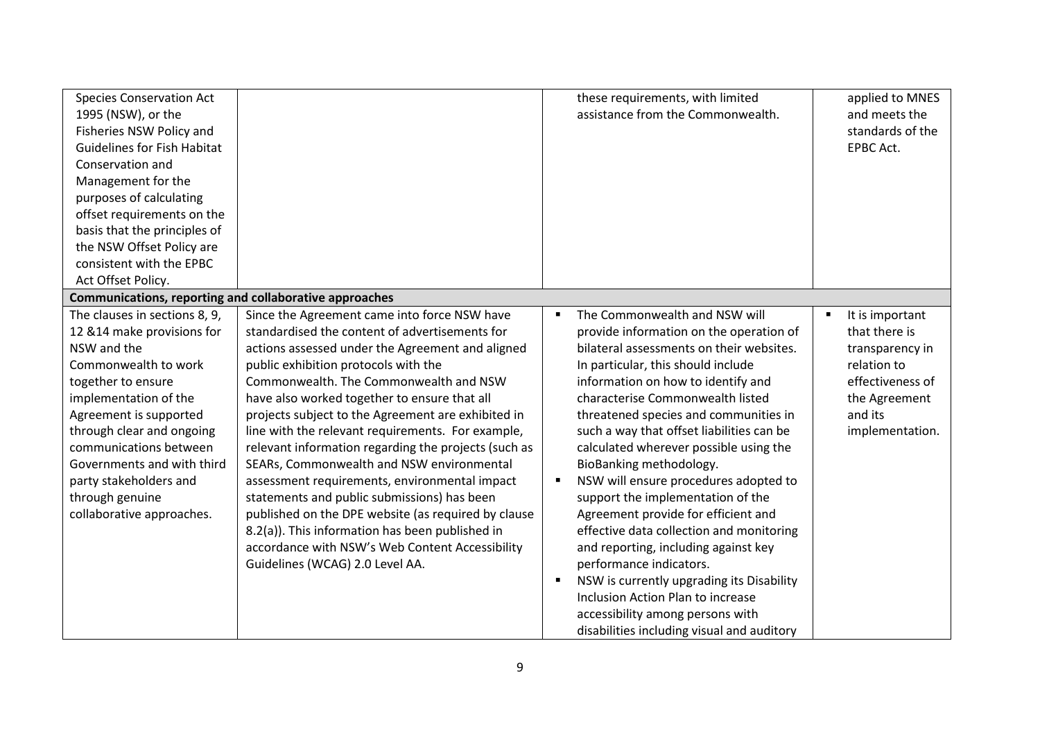| | | | |
|---|---|---|---|
| Species Conservation Act 1995 (NSW), or the Fisheries NSW Policy and Guidelines for Fish Habitat Conservation and Management for the purposes of calculating offset requirements on the basis that the principles of the NSW Offset Policy are consistent with the EPBC Act Offset Policy. | | these requirements, with limited assistance from the Commonwealth. | applied to MNES and meets the standards of the EPBC Act. |
| **Communications, reporting and collaborative approaches** | | | |
| The clauses in sections 8, 9, 12 &14 make provisions for NSW and the Commonwealth to work together to ensure implementation of the Agreement is supported through clear and ongoing communications between Governments and with third party stakeholders and through genuine collaborative approaches. | Since the Agreement came into force NSW have standardised the content of advertisements for actions assessed under the Agreement and aligned public exhibition protocols with the Commonwealth. The Commonwealth and NSW have also worked together to ensure that all projects subject to the Agreement are exhibited in line with the relevant requirements. For example, relevant information regarding the projects (such as SEARs, Commonwealth and NSW environmental assessment requirements, environmental impact statements and public submissions) has been published on the DPE website (as required by clause 8.2(a)). This information has been published in accordance with NSW's Web Content Accessibility Guidelines (WCAG) 2.0 Level AA. | ▪ The Commonwealth and NSW will provide information on the operation of bilateral assessments on their websites. In particular, this should include information on how to identify and characterise Commonwealth listed threatened species and communities in such a way that offset liabilities can be calculated wherever possible using the BioBanking methodology.<br>▪ NSW will ensure procedures adopted to support the implementation of the Agreement provide for efficient and effective data collection and monitoring and reporting, including against key performance indicators.<br>▪ NSW is currently upgrading its Disability Inclusion Action Plan to increase accessibility among persons with disabilities including visual and auditory | ▪ It is important that there is transparency in relation to effectiveness of the Agreement and its implementation. |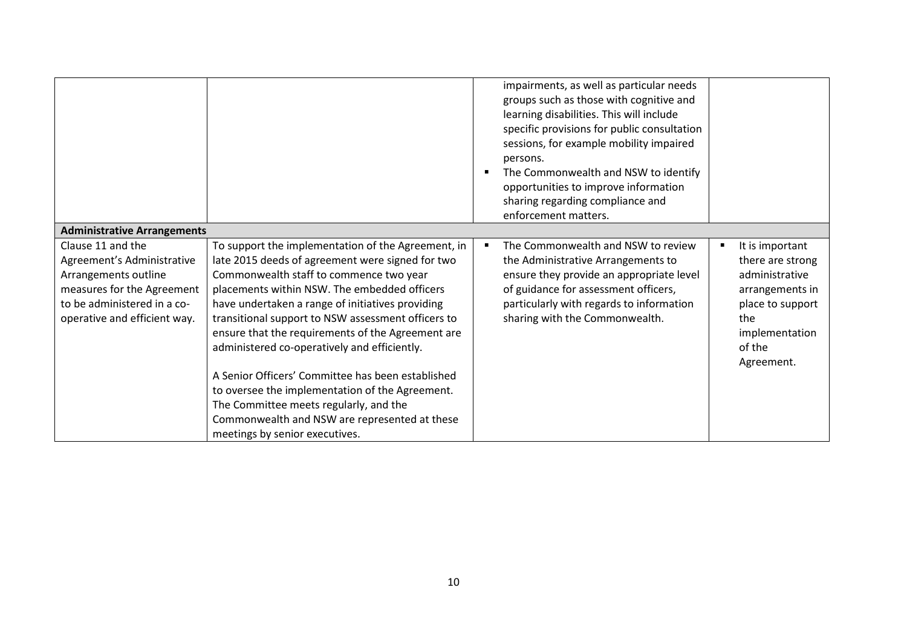| | | | |
|---|---|---|---|
| | | impairments, as well as particular needs groups such as those with cognitive and learning disabilities. This will include specific provisions for public consultation sessions, for example mobility impaired persons.<br>▪ The Commonwealth and NSW to identify opportunities to improve information sharing regarding compliance and enforcement matters. | |
| **Administrative Arrangements** | | | |
| Clause 11 and the Agreement's Administrative Arrangements outline measures for the Agreement to be administered in a co-operative and efficient way. | To support the implementation of the Agreement, in late 2015 deeds of agreement were signed for two Commonwealth staff to commence two year placements within NSW. The embedded officers have undertaken a range of initiatives providing transitional support to NSW assessment officers to ensure that the requirements of the Agreement are administered co-operatively and efficiently.<br><br>A Senior Officers' Committee has been established to oversee the implementation of the Agreement. The Committee meets regularly, and the Commonwealth and NSW are represented at these meetings by senior executives. | ▪ The Commonwealth and NSW to review the Administrative Arrangements to ensure they provide an appropriate level of guidance for assessment officers, particularly with regards to information sharing with the Commonwealth. | ▪ It is important there are strong administrative arrangements in place to support the implementation of the Agreement. |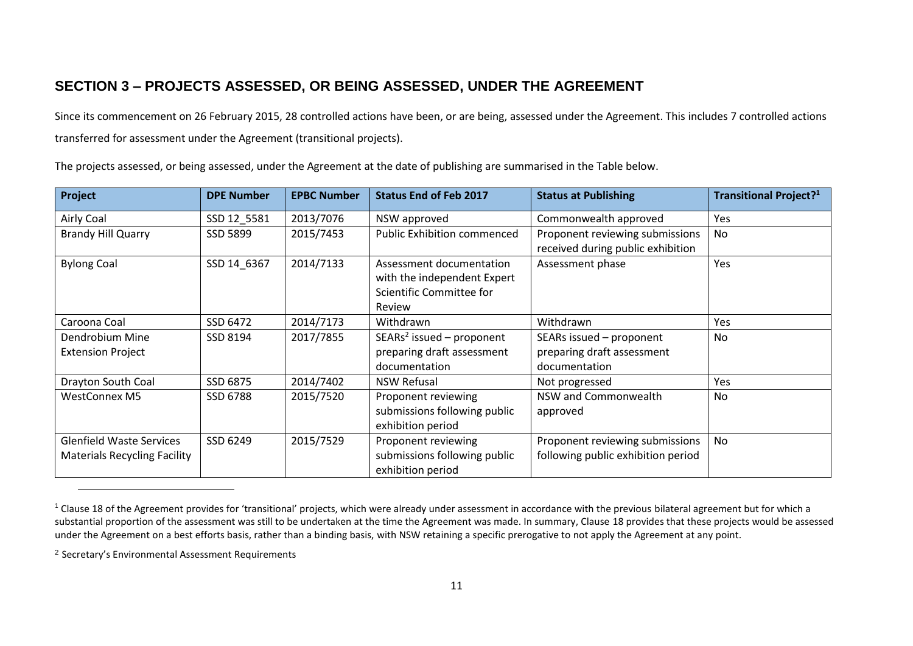## SECTION 3 – PROJECTS ASSESSED, OR BEING ASSESSED, UNDER THE AGREEMENT

Since its commencement on 26 February 2015, 28 controlled actions have been, or are being, assessed under the Agreement. This includes 7 controlled actions transferred for assessment under the Agreement (transitional projects).

The projects assessed, or being assessed, under the Agreement at the date of publishing are summarised in the Table below.

| Project | DPE Number | EPBC Number | Status End of Feb 2017 | Status at Publishing | Transitional Project?[1] |
|---|---|---|---|---|---|
| Airly Coal | SSD 12_5581 | 2013/7076 | NSW approved | Commonwealth approved | Yes |
| Brandy Hill Quarry | SSD 5899 | 2015/7453 | Public Exhibition commenced | Proponent reviewing submissions received during public exhibition | No |
| Bylong Coal | SSD 14_6367 | 2014/7133 | Assessment documentation with the independent Expert Scientific Committee for Review | Assessment phase | Yes |
| Caroona Coal | SSD 6472 | 2014/7173 | Withdrawn | Withdrawn | Yes |
| Dendrobium Mine Extension Project | SSD 8194 | 2017/7855 | SEARs[2] issued – proponent preparing draft assessment documentation | SEARs issued – proponent preparing draft assessment documentation | No |
| Drayton South Coal | SSD 6875 | 2014/7402 | NSW Refusal | Not progressed | Yes |
| WestConnex M5 | SSD 6788 | 2015/7520 | Proponent reviewing submissions following public exhibition period | NSW and Commonwealth approved | No |
| Glenfield Waste Services Materials Recycling Facility | SSD 6249 | 2015/7529 | Proponent reviewing submissions following public exhibition period | Proponent reviewing submissions following public exhibition period | No |

[1] Clause 18 of the Agreement provides for 'transitional' projects, which were already under assessment in accordance with the previous bilateral agreement but for which a substantial proportion of the assessment was still to be undertaken at the time the Agreement was made. In summary, Clause 18 provides that these projects would be assessed under the Agreement on a best efforts basis, rather than a binding basis, with NSW retaining a specific prerogative to not apply the Agreement at any point.

[2] Secretary's Environmental Assessment Requirements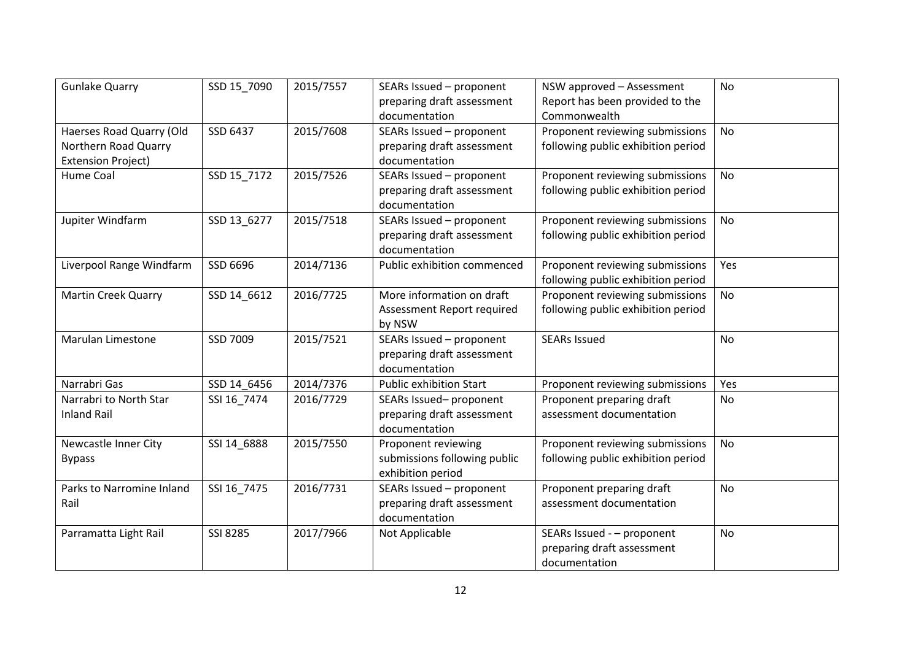| Gunlake Quarry | SSD 15_7090 | 2015/7557 | SEARs Issued – proponent preparing draft assessment documentation | NSW approved – Assessment Report has been provided to the Commonwealth | No |
|---|---|---|---|---|---|
| Haerses Road Quarry (Old Northern Road Quarry Extension Project) | SSD 6437 | 2015/7608 | SEARs Issued – proponent preparing draft assessment documentation | Proponent reviewing submissions following public exhibition period | No |
| Hume Coal | SSD 15_7172 | 2015/7526 | SEARs Issued – proponent preparing draft assessment documentation | Proponent reviewing submissions following public exhibition period | No |
| Jupiter Windfarm | SSD 13_6277 | 2015/7518 | SEARs Issued – proponent preparing draft assessment documentation | Proponent reviewing submissions following public exhibition period | No |
| Liverpool Range Windfarm | SSD 6696 | 2014/7136 | Public exhibition commenced | Proponent reviewing submissions following public exhibition period | Yes |
| Martin Creek Quarry | SSD 14_6612 | 2016/7725 | More information on draft Assessment Report required by NSW | Proponent reviewing submissions following public exhibition period | No |
| Marulan Limestone | SSD 7009 | 2015/7521 | SEARs Issued – proponent preparing draft assessment documentation | SEARs Issued | No |
| Narrabri Gas | SSD 14_6456 | 2014/7376 | Public exhibition Start | Proponent reviewing submissions | Yes |
| Narrabri to North Star Inland Rail | SSI 16_7474 | 2016/7729 | SEARs Issued– proponent preparing draft assessment documentation | Proponent preparing draft assessment documentation | No |
| Newcastle Inner City Bypass | SSI 14_6888 | 2015/7550 | Proponent reviewing submissions following public exhibition period | Proponent reviewing submissions following public exhibition period | No |
| Parks to Narromine Inland Rail | SSI 16_7475 | 2016/7731 | SEARs Issued – proponent preparing draft assessment documentation | Proponent preparing draft assessment documentation | No |
| Parramatta Light Rail | SSI 8285 | 2017/7966 | Not Applicable | SEARs Issued - – proponent preparing draft assessment documentation | No |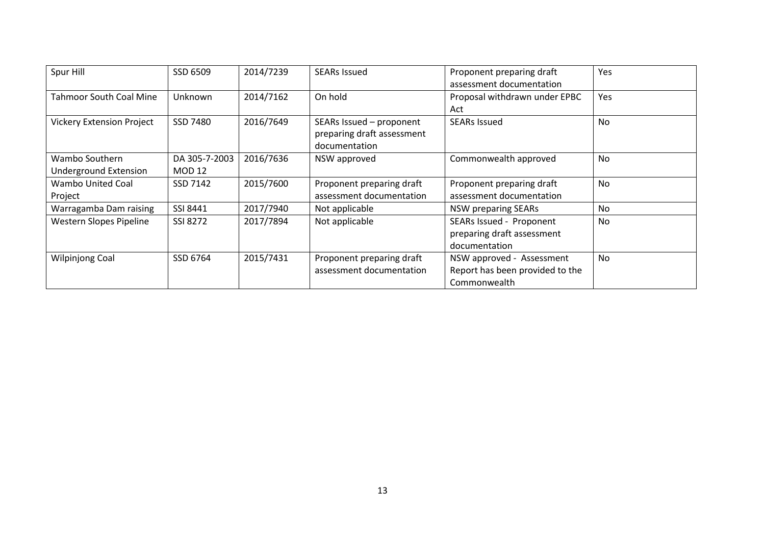| | | | | | |
|---|---|---|---|---|---|
| Spur Hill | SSD 6509 | 2014/7239 | SEARs Issued | Proponent preparing draft assessment documentation | Yes |
| Tahmoor South Coal Mine | Unknown | 2014/7162 | On hold | Proposal withdrawn under EPBC Act | Yes |
| Vickery Extension Project | SSD 7480 | 2016/7649 | SEARs Issued – proponent preparing draft assessment documentation | SEARs Issued | No |
| Wambo Southern Underground Extension | DA 305-7-2003 MOD 12 | 2016/7636 | NSW approved | Commonwealth approved | No |
| Wambo United Coal Project | SSD 7142 | 2015/7600 | Proponent preparing draft assessment documentation | Proponent preparing draft assessment documentation | No |
| Warragamba Dam raising | SSI 8441 | 2017/7940 | Not applicable | NSW preparing SEARs | No |
| Western Slopes Pipeline | SSI 8272 | 2017/7894 | Not applicable | SEARs Issued - Proponent preparing draft assessment documentation | No |
| Wilpinjong Coal | SSD 6764 | 2015/7431 | Proponent preparing draft assessment documentation | NSW approved - Assessment Report has been provided to the Commonwealth | No |